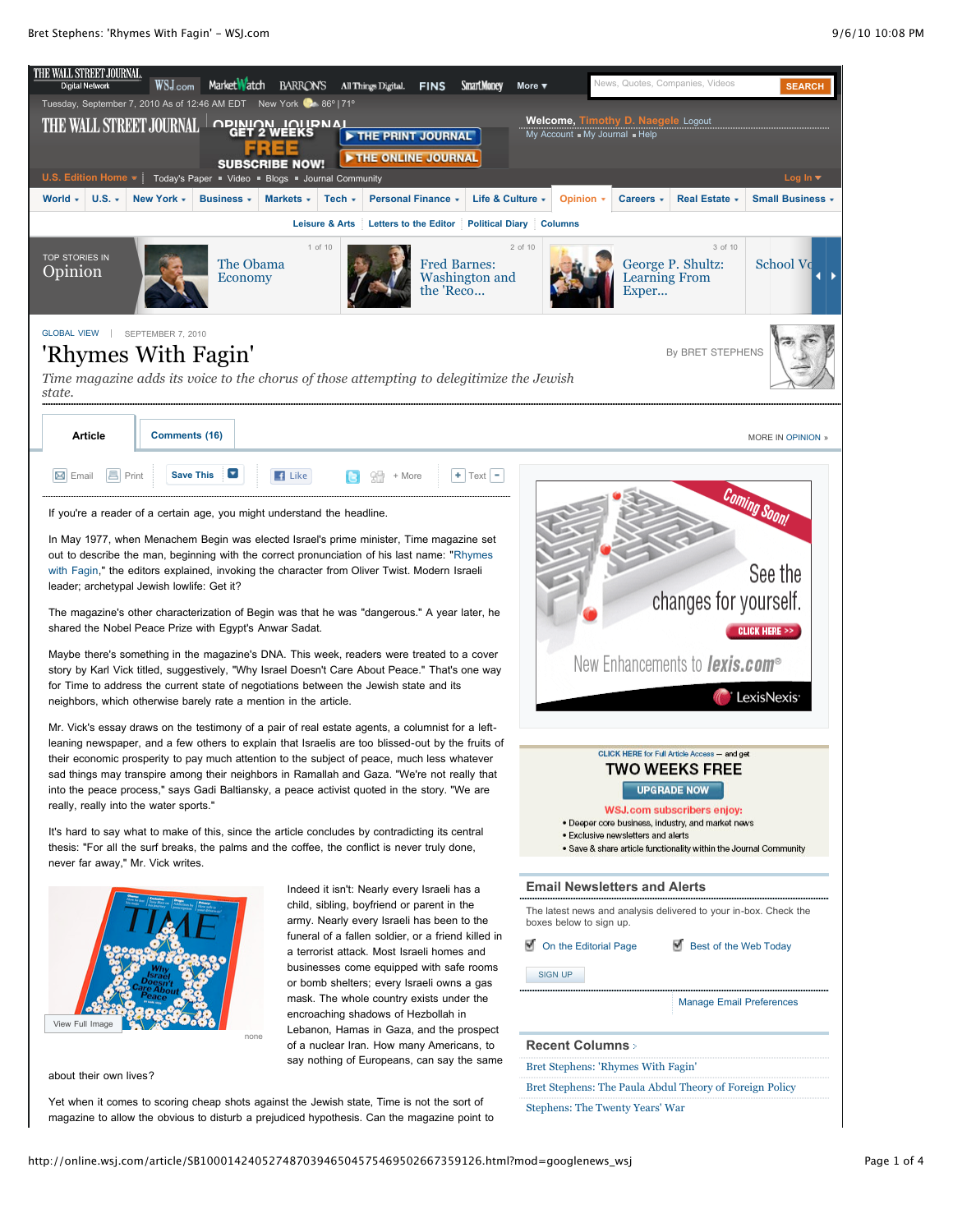GLOBAL VIEW | SEPTEMBER 7, 2010

# 'Rhymes With Fagin'

By BRET STEPHENS

*Time magazine adds its voice to the chorus of those attempting to delegitimize the Jewish state.*

If you're a reader of a certain age, you might understand the headline.

In May 1977, when Menachem Begin was elected Israel's prime minister, Time magazine set out to describe the man, beginning with the correct pronunciation of his last name: "Rhymes with Fagin," the editors explained, invoking the character from Oliver Twist. Modern Israeli leader; archetypal Jewish lowlife: Get it?

The magazine's other characterization of Begin was that he was "dangerous." A year later, he shared the Nobel Peace Prize with Egypt's Anwar Sadat.

Maybe there's something in the magazine's DNA. This week, readers were treated to a cover story by Karl Vick titled, suggestively, "Why Israel Doesn't Care About Peace." That's one way for Time to address the current state of negotiations between the Jewish state and its neighbors, which otherwise barely rate a mention in the article.

Mr. Vick's essay draws on the testimony of a pair of real estate agents, a columnist for a left-leaning newspaper, and a few others to explain that Israelis are too blissed-out by the fruits of their economic prosperity to pay much attention to the subject of peace, much less whatever sad things may transpire among their neighbors in Ramallah and Gaza. "We're not really that into the peace process," says Gadi Baltiansky, a peace activist quoted in the story. "We are really, really into the water sports."

It's hard to say what to make of this, since the article concludes by contradicting its central thesis: "For all the surf breaks, the palms and the coffee, the conflict is never truly done, never far away," Mr. Vick writes.

View Full Image

none

Indeed it isn't: Nearly every Israeli has a child, sibling, boyfriend or parent in the army. Nearly every Israeli has been to the funeral of a fallen soldier, or a friend killed in a terrorist attack. Most Israeli homes and businesses come equipped with safe rooms or bomb shelters; every Israeli owns a gas mask. The whole country exists under the encroaching shadows of Hezbollah in Lebanon, Hamas in Gaza, and the prospect of a nuclear Iran. How many Americans, to say nothing of Europeans, can say the same about their own lives?

Yet when it comes to scoring cheap shots against the Jewish state, Time is not the sort of magazine to allow the obvious to disturb a prejudiced hypothesis. Can the magazine point to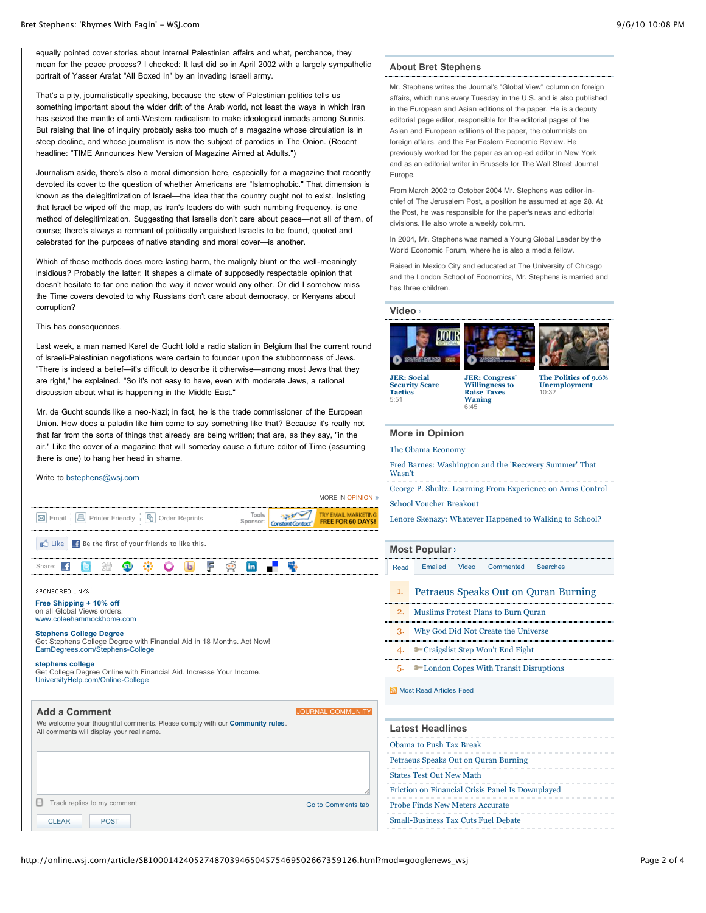equally pointed cover stories about internal Palestinian affairs and what, perchance, they mean for the peace process? I checked: It last did so in April 2002 with a largely sympathetic portrait of Yasser Arafat "All Boxed In" by an invading Israeli army.

That's a pity, journalistically speaking, because the stew of Palestinian politics tells us something important about the wider drift of the Arab world, not least the ways in which Iran has seized the mantle of anti-Western radicalism to make ideological inroads among Sunnis. But raising that line of inquiry probably asks too much of a magazine whose circulation is in steep decline, and whose journalism is now the subject of parodies in The Onion. (Recent headline: "TIME Announces New Version of Magazine Aimed at Adults.")

Journalism aside, there's also a moral dimension here, especially for a magazine that recently devoted its cover to the question of whether Americans are "Islamophobic." That dimension is known as the delegitimization of Israel—the idea that the country ought not to exist. Insisting that Israel be wiped off the map, as Iran's leaders do with such numbing frequency, is one method of delegitimization. Suggesting that Israelis don't care about peace—not all of them, of course; there's always a remnant of politically anguished Israelis to be found, quoted and celebrated for the purposes of native standing and moral cover—is another.

Which of these methods does more lasting harm, the malignly blunt or the well-meaningly insidious? Probably the latter: It shapes a climate of supposedly respectable opinion that doesn't hesitate to tar one nation the way it never would any other. Or did I somehow miss the Time covers devoted to why Russians don't care about democracy, or Kenyans about corruption?

This has consequences.

Last week, a man named Karel de Gucht told a radio station in Belgium that the current round of Israeli-Palestinian negotiations were certain to founder upon the stubbornness of Jews. "There is indeed a belief—it's difficult to describe it otherwise—among most Jews that they are right," he explained. "So it's not easy to have, even with moderate Jews, a rational discussion about what is happening in the Middle East."

Mr. de Gucht sounds like a neo-Nazi; in fact, he is the trade commissioner of the European Union. How does a paladin like him come to say something like that? Because it's really not that far from the sorts of things that already are being written; that are, as they say, "in the air." Like the cover of a magazine that will someday cause a future editor of Time (assuming there is one) to hang her head in shame.

Write to bstephens@wsj.com

MORE IN OPINION »

Email | Printer Friendly | Order Reprints

Tools Sponsor: Constant Contact — TRY EMAIL MARKETING FREE FOR 60 DAYS!

Like — Be the first of your friends to like this.

Share:

SPONSORED LINKS

**Free Shipping + 10% off**
on all Global Views orders.
www.coleehammockhome.com

**Stephens College Degree**
Get Stephens College Degree with Financial Aid in 18 Months. Act Now!
EarnDegrees.com/Stephens-College

**stephens college**
Get College Degree Online with Financial Aid. Increase Your Income.
UniversityHelp.com/Online-College

## Add a Comment

JOURNAL COMMUNITY

We welcome your thoughtful comments. Please comply with our **Community rules**.
All comments will display your real name.

Track replies to my comment

Go to Comments tab

CLEAR | POST

## About Bret Stephens

Mr. Stephens writes the Journal's "Global View" column on foreign affairs, which runs every Tuesday in the U.S. and is also published in the European and Asian editions of the paper. He is a deputy editorial page editor, responsible for the editorial pages of the Asian and European editions of the paper, the columnists on foreign affairs, and the Far Eastern Economic Review. He previously worked for the paper as an op-ed editor in New York and as an editorial writer in Brussels for The Wall Street Journal Europe.

From March 2002 to October 2004 Mr. Stephens was editor-in-chief of The Jerusalem Post, a position he assumed at age 28. At the Post, he was responsible for the paper's news and editorial divisions. He also wrote a weekly column.

In 2004, Mr. Stephens was named a Young Global Leader by the World Economic Forum, where he is also a media fellow.

Raised in Mexico City and educated at The University of Chicago and the London School of Economics, Mr. Stephens is married and has three children.

## Video

**JER: Social Security Scare Tactics** 5:51

**JER: Congress' Willingness to Raise Taxes Waning** 6:45

**The Politics of 9.6% Unemployment** 10:32

## More in Opinion

- The Obama Economy
- Fred Barnes: Washington and the 'Recovery Summer' That Wasn't
- George P. Shultz: Learning From Experience on Arms Control
- School Voucher Breakout
- Lenore Skenazy: Whatever Happened to Walking to School?

## Most Popular

Read | Emailed | Video | Commented | Searches

1. Petraeus Speaks Out on Quran Burning
2. Muslims Protest Plans to Burn Quran
3. Why God Did Not Create the Universe
4. Craigslist Step Won't End Fight
5. London Copes With Transit Disruptions

Most Read Articles Feed

## Latest Headlines

- Obama to Push Tax Break
- Petraeus Speaks Out on Quran Burning
- States Test Out New Math
- Friction on Financial Crisis Panel Is Downplayed
- Probe Finds New Meters Accurate
- Small-Business Tax Cuts Fuel Debate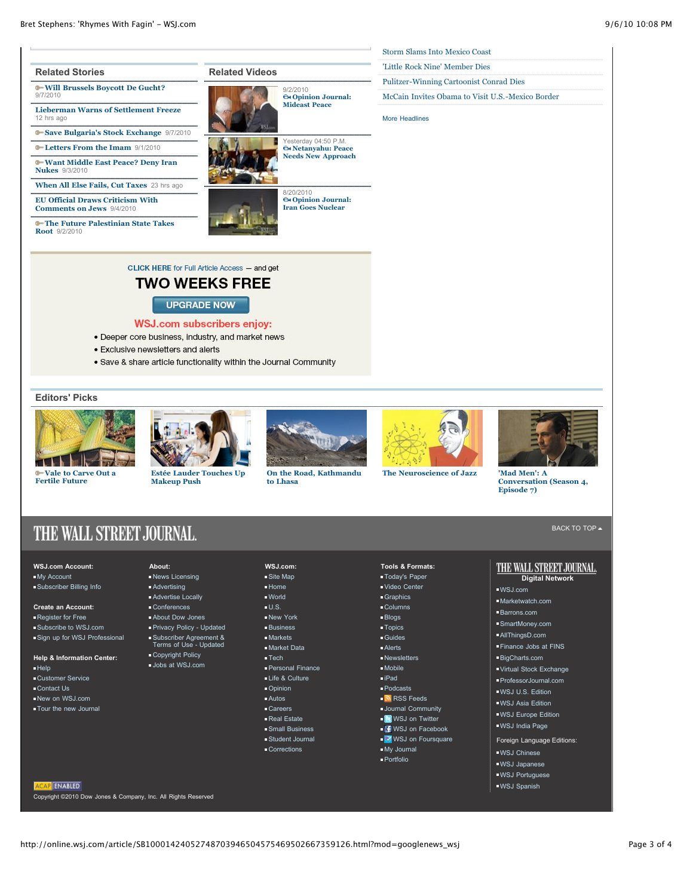- Storm Slams Into Mexico Coast
- 'Little Rock Nine' Member Dies
- Pulitzer-Winning Cartoonist Conrad Dies
- McCain Invites Obama to Visit U.S.-Mexico Border

More Headlines

## Related Stories

- **Will Brussels Boycott De Gucht?** 9/7/2010
- **Lieberman Warns of Settlement Freeze** 12 hrs ago
- **Save Bulgaria's Stock Exchange** 9/7/2010
- **Letters From the Imam** 9/1/2010
- **Want Middle East Peace? Deny Iran Nukes** 9/3/2010
- **When All Else Fails, Cut Taxes** 23 hrs ago
- **EU Official Draws Criticism With Comments on Jews** 9/4/2010
- **The Future Palestinian State Takes Root** 9/2/2010

## Related Videos

- 9/2/2010 **Opinion Journal: Mideast Peace**
- Yesterday 04:50 P.M. **Netanyahu: Peace Needs New Approach**
- 8/20/2010 **Opinion Journal: Iran Goes Nuclear**

CLICK HERE for Full Article Access — and get

**TWO WEEKS FREE**

UPGRADE NOW

**WSJ.com subscribers enjoy:**

- Deeper core business, industry, and market news
- Exclusive newsletters and alerts
- Save & share article functionality within the Journal Community

## Editors' Picks

- **Vale to Carve Out a Fertile Future**
- **Estée Lauder Touches Up Makeup Push**
- **On the Road, Kathmandu to Lhasa**
- **The Neuroscience of Jazz**
- **'Mad Men': A Conversation (Season 4, Episode 7)**

THE WALL STREET JOURNAL.

BACK TO TOP

**WSJ.com Account:**
- My Account
- Subscriber Billing Info

**Create an Account:**
- Register for Free
- Subscribe to WSJ.com
- Sign up for WSJ Professional

**Help & Information Center:**
- Help
- Customer Service
- Contact Us
- New on WSJ.com
- Tour the new Journal

**About:**
- News Licensing
- Advertising
- Advertise Locally
- Conferences
- About Dow Jones
- Privacy Policy - Updated
- Subscriber Agreement & Terms of Use - Updated
- Copyright Policy
- Jobs at WSJ.com

**WSJ.com:**
- Site Map
- Home
- World
- U.S.
- New York
- Business
- Markets
- Market Data
- Tech
- Personal Finance
- Life & Culture
- Opinion
- Autos
- Careers
- Real Estate
- Small Business
- Student Journal
- Corrections

**Tools & Formats:**
- Today's Paper
- Video Center
- Graphics
- Columns
- Blogs
- Topics
- Guides
- Alerts
- Newsletters
- Mobile
- iPad
- Podcasts
- RSS Feeds
- Journal Community
- WSJ on Twitter
- WSJ on Facebook
- WSJ on Foursquare
- My Journal
- Portfolio

**THE WALL STREET JOURNAL. Digital Network**
- WSJ.com
- Marketwatch.com
- Barrons.com
- SmartMoney.com
- AllThingsD.com
- Finance Jobs at FINS
- BigCharts.com
- Virtual Stock Exchange
- ProfessorJournal.com
- WSJ U.S. Edition
- WSJ Asia Edition
- WSJ Europe Edition
- WSJ India Page

Foreign Language Editions:
- WSJ Chinese
- WSJ Japanese
- WSJ Portuguese
- WSJ Spanish

ACAP ENABLED

Copyright ©2010 Dow Jones & Company, Inc. All Rights Reserved